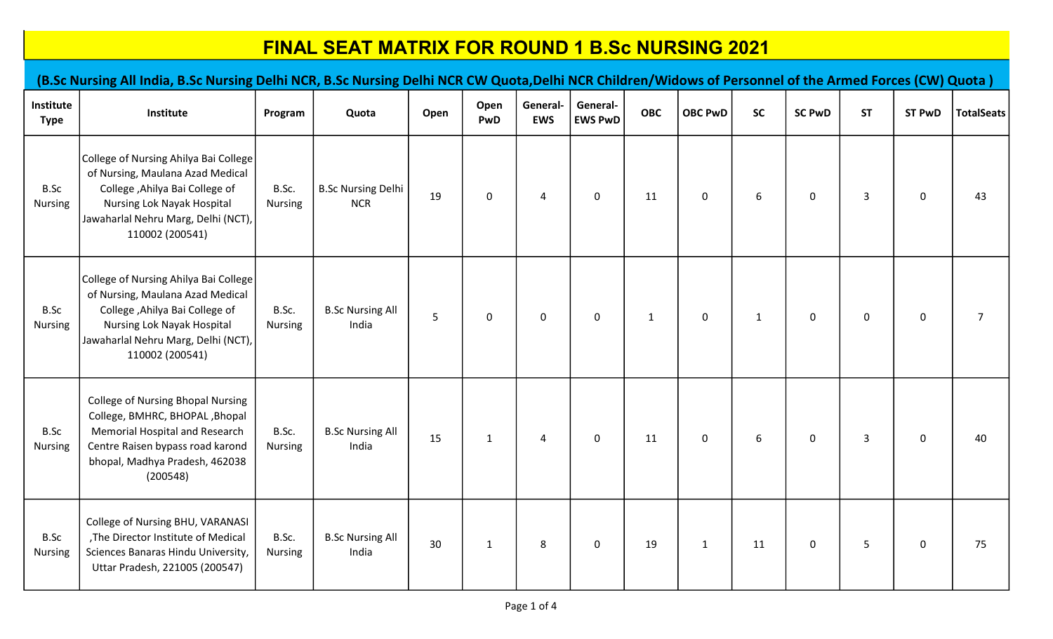# FINAL SEAT MATRIX FOR ROUND 1 B.Sc NURSING 2021

## (B.Sc Nursing All India, B.Sc Nursing Delhi NCR, B.Sc Nursing Delhi NCR CW Quota,Delhi NCR Children/Widows of Personnel of the Armed Forces (CW) Quota )

| Institute Type | Institute | Program | Quota | Open | Open PwD | General-EWS | General-EWS PwD | OBC | OBC PwD | SC | SC PwD | ST | ST PwD | TotalSeats |
|---|---|---|---|---|---|---|---|---|---|---|---|---|---|---|
| B.Sc Nursing | College of Nursing Ahilya Bai College of Nursing, Maulana Azad Medical College ,Ahilya Bai College of Nursing Lok Nayak Hospital Jawaharlal Nehru Marg, Delhi (NCT), 110002 (200541) | B.Sc. Nursing | B.Sc Nursing Delhi NCR | 19 | 0 | 4 | 0 | 11 | 0 | 6 | 0 | 3 | 0 | 43 |
| B.Sc Nursing | College of Nursing Ahilya Bai College of Nursing, Maulana Azad Medical College ,Ahilya Bai College of Nursing Lok Nayak Hospital Jawaharlal Nehru Marg, Delhi (NCT), 110002 (200541) | B.Sc. Nursing | B.Sc Nursing All India | 5 | 0 | 0 | 0 | 1 | 0 | 1 | 0 | 0 | 0 | 7 |
| B.Sc Nursing | College of Nursing Bhopal Nursing College, BMHRC, BHOPAL ,Bhopal Memorial Hospital and Research Centre Raisen bypass road karond bhopal, Madhya Pradesh, 462038 (200548) | B.Sc. Nursing | B.Sc Nursing All India | 15 | 1 | 4 | 0 | 11 | 0 | 6 | 0 | 3 | 0 | 40 |
| B.Sc Nursing | College of Nursing BHU, VARANASI ,The Director Institute of Medical Sciences Banaras Hindu University, Uttar Pradesh, 221005 (200547) | B.Sc. Nursing | B.Sc Nursing All India | 30 | 1 | 8 | 0 | 19 | 1 | 11 | 0 | 5 | 0 | 75 |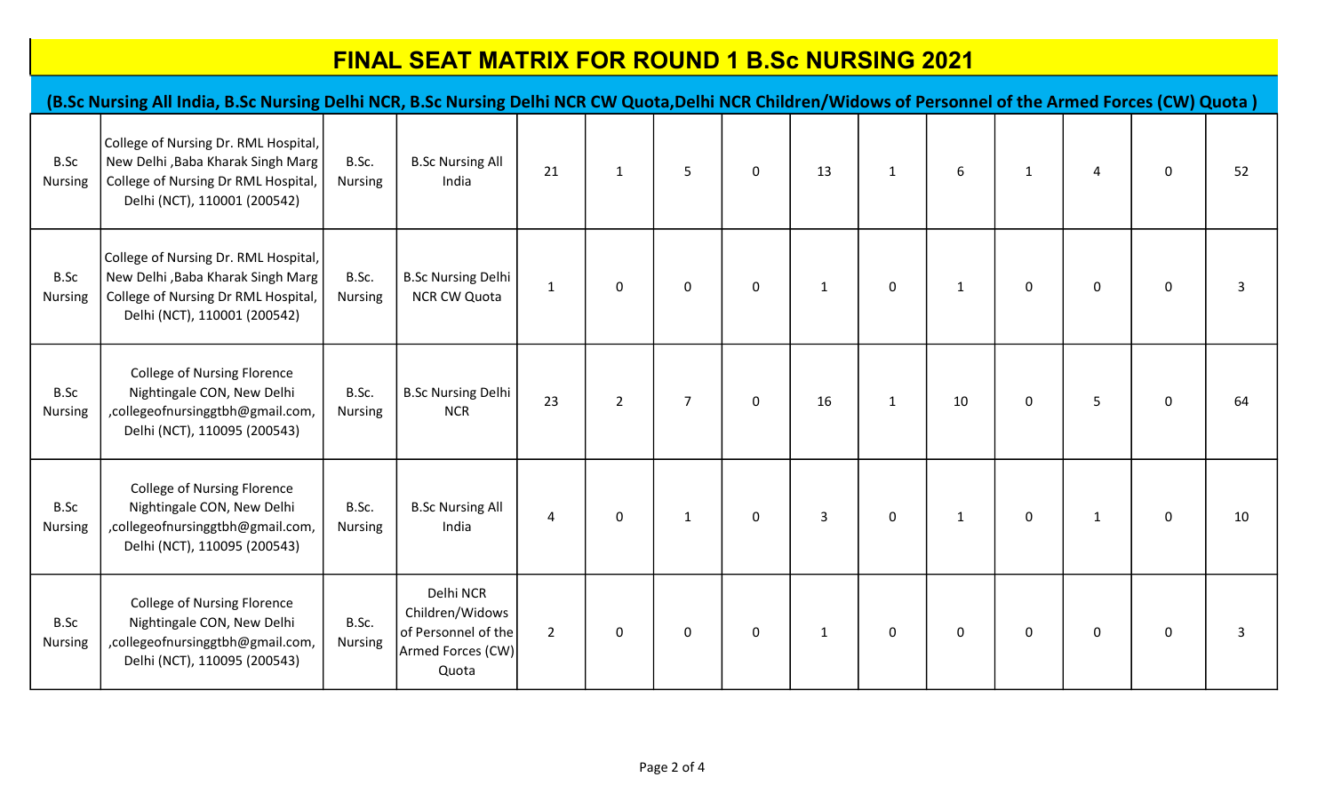# FINAL SEAT MATRIX FOR ROUND 1 B.Sc NURSING 2021

## (B.Sc Nursing All India, B.Sc Nursing Delhi NCR, B.Sc Nursing Delhi NCR CW Quota,Delhi NCR Children/Widows of Personnel of the Armed Forces (CW) Quota )

| | | | | | | | | | | | | | | |
|---|---|---|---|---|---|---|---|---|---|---|---|---|---|---|
| B.Sc Nursing | College of Nursing Dr. RML Hospital, New Delhi ,Baba Kharak Singh Marg College of Nursing Dr RML Hospital, Delhi (NCT), 110001 (200542) | B.Sc. Nursing | B.Sc Nursing All India | 21 | 1 | 5 | 0 | 13 | 1 | 6 | 1 | 4 | 0 | 52 |
| B.Sc Nursing | College of Nursing Dr. RML Hospital, New Delhi ,Baba Kharak Singh Marg College of Nursing Dr RML Hospital, Delhi (NCT), 110001 (200542) | B.Sc. Nursing | B.Sc Nursing Delhi NCR CW Quota | 1 | 0 | 0 | 0 | 1 | 0 | 1 | 0 | 0 | 0 | 3 |
| B.Sc Nursing | College of Nursing Florence Nightingale CON, New Delhi ,collegeofnursinggtbh@gmail.com, Delhi (NCT), 110095 (200543) | B.Sc. Nursing | B.Sc Nursing Delhi NCR | 23 | 2 | 7 | 0 | 16 | 1 | 10 | 0 | 5 | 0 | 64 |
| B.Sc Nursing | College of Nursing Florence Nightingale CON, New Delhi ,collegeofnursinggtbh@gmail.com, Delhi (NCT), 110095 (200543) | B.Sc. Nursing | B.Sc Nursing All India | 4 | 0 | 1 | 0 | 3 | 0 | 1 | 0 | 1 | 0 | 10 |
| B.Sc Nursing | College of Nursing Florence Nightingale CON, New Delhi ,collegeofnursinggtbh@gmail.com, Delhi (NCT), 110095 (200543) | B.Sc. Nursing | Delhi NCR Children/Widows of Personnel of the Armed Forces (CW) Quota | 2 | 0 | 0 | 0 | 1 | 0 | 0 | 0 | 0 | 0 | 3 |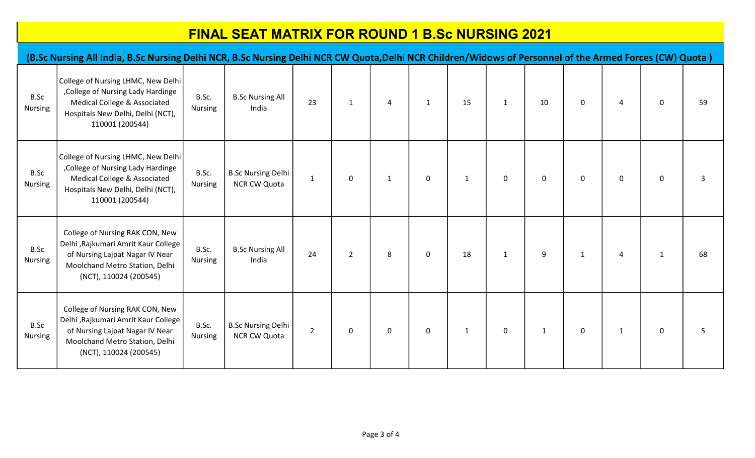# FINAL SEAT MATRIX FOR ROUND 1 B.Sc NURSING 2021

## (B.Sc Nursing All India, B.Sc Nursing Delhi NCR, B.Sc Nursing Delhi NCR CW Quota,Delhi NCR Children/Widows of Personnel of the Armed Forces (CW) Quota )

| | | | | | | | | | | | | | | |
|---|---|---|---|---|---|---|---|---|---|---|---|---|---|---|
| B.Sc Nursing | College of Nursing LHMC, New Delhi ,College of Nursing Lady Hardinge Medical College & Associated Hospitals New Delhi, Delhi (NCT), 110001 (200544) | B.Sc. Nursing | B.Sc Nursing All India | 23 | 1 | 4 | 1 | 15 | 1 | 10 | 0 | 4 | 0 | 59 |
| B.Sc Nursing | College of Nursing LHMC, New Delhi ,College of Nursing Lady Hardinge Medical College & Associated Hospitals New Delhi, Delhi (NCT), 110001 (200544) | B.Sc. Nursing | B.Sc Nursing Delhi NCR CW Quota | 1 | 0 | 1 | 0 | 1 | 0 | 0 | 0 | 0 | 0 | 3 |
| B.Sc Nursing | College of Nursing RAK CON, New Delhi ,Rajkumari Amrit Kaur College of Nursing Lajpat Nagar IV Near Moolchand Metro Station, Delhi (NCT), 110024 (200545) | B.Sc. Nursing | B.Sc Nursing All India | 24 | 2 | 8 | 0 | 18 | 1 | 9 | 1 | 4 | 1 | 68 |
| B.Sc Nursing | College of Nursing RAK CON, New Delhi ,Rajkumari Amrit Kaur College of Nursing Lajpat Nagar IV Near Moolchand Metro Station, Delhi (NCT), 110024 (200545) | B.Sc. Nursing | B.Sc Nursing Delhi NCR CW Quota | 2 | 0 | 0 | 0 | 1 | 0 | 1 | 0 | 1 | 0 | 5 |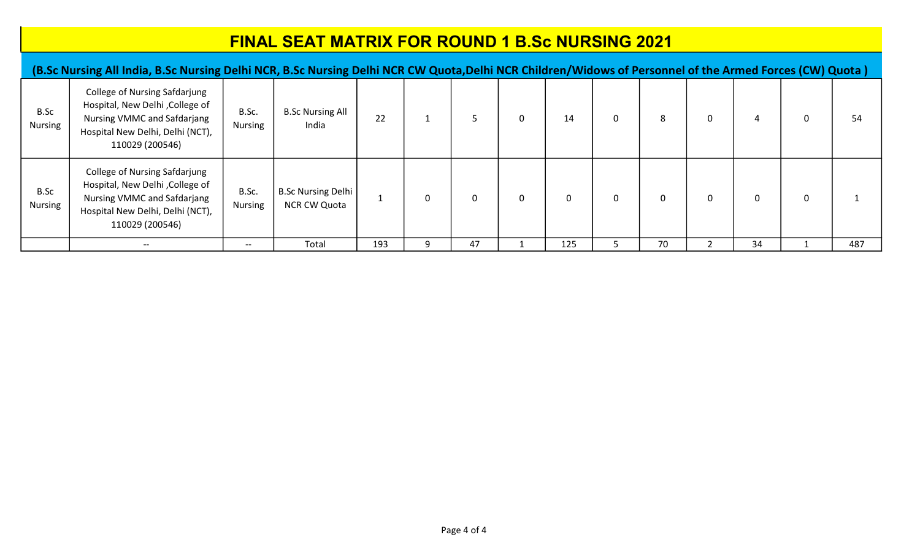# FINAL SEAT MATRIX FOR ROUND 1 B.Sc NURSING 2021

## (B.Sc Nursing All India, B.Sc Nursing Delhi NCR, B.Sc Nursing Delhi NCR CW Quota,Delhi NCR Children/Widows of Personnel of the Armed Forces (CW) Quota )

| | | | | | | | | | | | | | | |
|---|---|---|---|---|---|---|---|---|---|---|---|---|---|---|
| B.Sc Nursing | College of Nursing Safdarjung Hospital, New Delhi ,College of Nursing VMMC and Safdarjang Hospital New Delhi, Delhi (NCT), 110029 (200546) | B.Sc. Nursing | B.Sc Nursing All India | 22 | 1 | 5 | 0 | 14 | 0 | 8 | 0 | 4 | 0 | 54 |
| B.Sc Nursing | College of Nursing Safdarjung Hospital, New Delhi ,College of Nursing VMMC and Safdarjang Hospital New Delhi, Delhi (NCT), 110029 (200546) | B.Sc. Nursing | B.Sc Nursing Delhi NCR CW Quota | 1 | 0 | 0 | 0 | 0 | 0 | 0 | 0 | 0 | 0 | 1 |
| | -- | -- | Total | 193 | 9 | 47 | 1 | 125 | 5 | 70 | 2 | 34 | 1 | 487 |